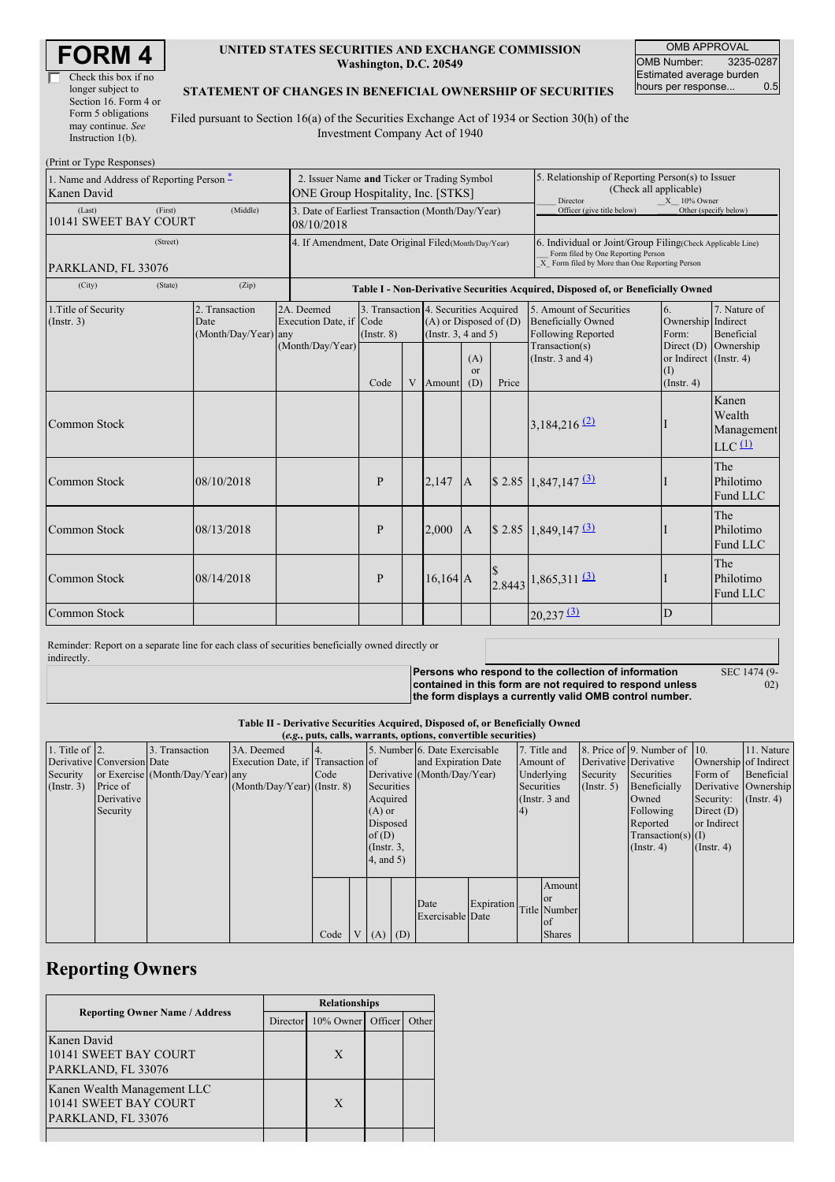# FORM 4

☐ Check this box if no longer subject to Section 16. Form 4 or Form 5 obligations may continue. *See* Instruction 1(b).

**UNITED STATES SECURITIES AND EXCHANGE COMMISSION**
**Washington, D.C. 20549**

**STATEMENT OF CHANGES IN BENEFICIAL OWNERSHIP OF SECURITIES**

Filed pursuant to Section 16(a) of the Securities Exchange Act of 1934 or Section 30(h) of the Investment Company Act of 1940

| OMB APPROVAL | |
|---|---|
| OMB Number: | 3235-0287 |
| Estimated average burden hours per response... | 0.5 |

(Print or Type Responses)

| 1. Name and Address of Reporting Person * | 2. Issuer Name **and** Ticker or Trading Symbol | 5. Relationship of Reporting Person(s) to Issuer (Check all applicable) |
|---|---|---|
| Kanen David | ONE Group Hospitality, Inc. [STKS] | ___ Director _X_ 10% Owner |
| (Last) (First) (Middle) 10141 SWEET BAY COURT | 3. Date of Earliest Transaction (Month/Day/Year) 08/10/2018 | ___ Officer (give title below) ___ Other (specify below) |
| (Street) PARKLAND, FL 33076 | 4. If Amendment, Date Original Filed(Month/Day/Year) | 6. Individual or Joint/Group Filing(Check Applicable Line) ___ Form filed by One Reporting Person _X_ Form filed by More than One Reporting Person |
| (City) (State) (Zip) | | |

**Table I - Non-Derivative Securities Acquired, Disposed of, or Beneficially Owned**

| 1.Title of Security (Instr. 3) | 2. Transaction Date (Month/Day/Year) | 2A. Deemed Execution Date, if any (Month/Day/Year) | 3. Transaction Code (Instr. 8) | | 4. Securities Acquired (A) or Disposed of (D) (Instr. 3, 4 and 5) | | | 5. Amount of Securities Beneficially Owned Following Reported Transaction(s) (Instr. 3 and 4) | 6. Ownership Form: Direct (D) or Indirect (I) (Instr. 4) | 7. Nature of Indirect Beneficial Ownership (Instr. 4) |
|---|---|---|---|---|---|---|---|---|---|---|
| | | | Code | V | Amount | (A) or (D) | Price | | | |
| Common Stock | | | | | | | | 3,184,216 (2) | I | Kanen Wealth Management LLC (1) |
| Common Stock | 08/10/2018 | | P | | 2,147 | A | $ 2.85 | 1,847,147 (3) | I | The Philotimo Fund LLC |
| Common Stock | 08/13/2018 | | P | | 2,000 | A | $ 2.85 | 1,849,147 (3) | I | The Philotimo Fund LLC |
| Common Stock | 08/14/2018 | | P | | 16,164 | A | $ 2.8443 | 1,865,311 (3) | I | The Philotimo Fund LLC |
| Common Stock | | | | | | | | 20,237 (3) | D | |

Reminder: Report on a separate line for each class of securities beneficially owned directly or indirectly.

**Persons who respond to the collection of information contained in this form are not required to respond unless the form displays a currently valid OMB control number.**

SEC 1474 (9-02)

**Table II - Derivative Securities Acquired, Disposed of, or Beneficially Owned**
**(*e.g.*, puts, calls, warrants, options, convertible securities)**

| 1. Title of Derivative Security (Instr. 3) | 2. Conversion or Exercise Price of Derivative Security | 3. Transaction Date (Month/Day/Year) | 3A. Deemed Execution Date, if any (Month/Day/Year) | 4. Transaction Code (Instr. 8) | | 5. Number of Derivative Securities Acquired (A) or Disposed of (D) (Instr. 3, 4, and 5) | | 6. Date Exercisable and Expiration Date (Month/Day/Year) | | 7. Title and Amount of Underlying Securities (Instr. 3 and 4) | | 8. Price of Derivative Security (Instr. 5) | 9. Number of Derivative Securities Beneficially Owned Following Reported Transaction(s) (Instr. 4) | 10. Ownership Form of Derivative Security: Direct (D) or Indirect (I) (Instr. 4) | 11. Nature of Indirect Beneficial Ownership (Instr. 4) |
|---|---|---|---|---|---|---|---|---|---|---|---|---|---|---|---|
| | | | | Code | V | (A) | (D) | Date Exercisable | Expiration Date | Title | Amount or Number of Shares | | | | |

## Reporting Owners

| Reporting Owner Name / Address | Relationships | | | |
|---|---|---|---|---|
| | Director | 10% Owner | Officer | Other |
| Kanen David 10141 SWEET BAY COURT PARKLAND, FL 33076 | | X | | |
| Kanen Wealth Management LLC 10141 SWEET BAY COURT PARKLAND, FL 33076 | | X | | |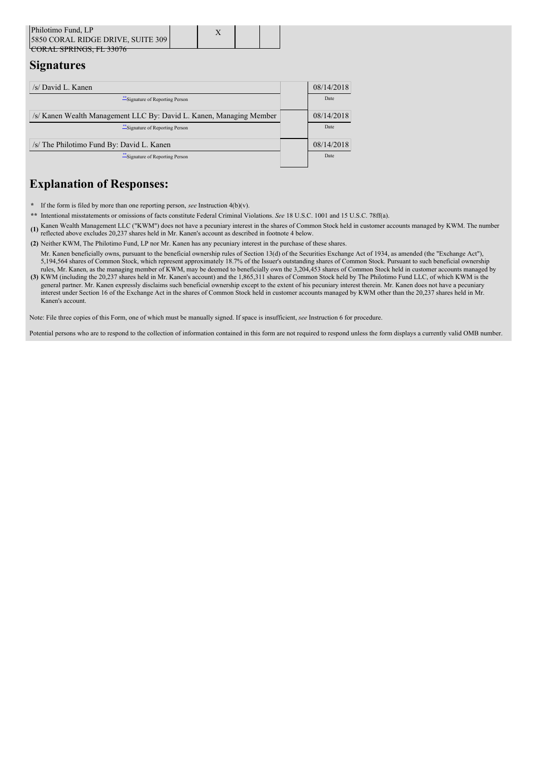| | | | | |
|---|---|---|---|---|
| Philotimo Fund, LP<br>5850 CORAL RIDGE DRIVE, SUITE 309<br>CORAL SPRINGS, FL 33076 | | X | | |

## Signatures

| | | |
|---|---|---|
| /s/ David L. Kanen | | 08/14/2018 |
| **Signature of Reporting Person | | Date |
| /s/ Kanen Wealth Management LLC By: David L. Kanen, Managing Member | | 08/14/2018 |
| **Signature of Reporting Person | | Date |
| /s/ The Philotimo Fund By: David L. Kanen | | 08/14/2018 |
| **Signature of Reporting Person | | Date |

## Explanation of Responses:

\* If the form is filed by more than one reporting person, *see* Instruction 4(b)(v).

\*\* Intentional misstatements or omissions of facts constitute Federal Criminal Violations. *See* 18 U.S.C. 1001 and 15 U.S.C. 78ff(a).

**(1)** Kanen Wealth Management LLC ("KWM") does not have a pecuniary interest in the shares of Common Stock held in customer accounts managed by KWM. The number reflected above excludes 20,237 shares held in Mr. Kanen's account as described in footnote 4 below.

**(2)** Neither KWM, The Philotimo Fund, LP nor Mr. Kanen has any pecuniary interest in the purchase of these shares.

**(3)** Mr. Kanen beneficially owns, pursuant to the beneficial ownership rules of Section 13(d) of the Securities Exchange Act of 1934, as amended (the "Exchange Act"), 5,194,564 shares of Common Stock, which represent approximately 18.7% of the Issuer's outstanding shares of Common Stock. Pursuant to such beneficial ownership rules, Mr. Kanen, as the managing member of KWM, may be deemed to beneficially own the 3,204,453 shares of Common Stock held in customer accounts managed by KWM (including the 20,237 shares held in Mr. Kanen's account) and the 1,865,311 shares of Common Stock held by The Philotimo Fund LLC, of which KWM is the general partner. Mr. Kanen expressly disclaims such beneficial ownership except to the extent of his pecuniary interest therein. Mr. Kanen does not have a pecuniary interest under Section 16 of the Exchange Act in the shares of Common Stock held in customer accounts managed by KWM other than the 20,237 shares held in Mr. Kanen's account.

Note: File three copies of this Form, one of which must be manually signed. If space is insufficient, *see* Instruction 6 for procedure.

Potential persons who are to respond to the collection of information contained in this form are not required to respond unless the form displays a currently valid OMB number.